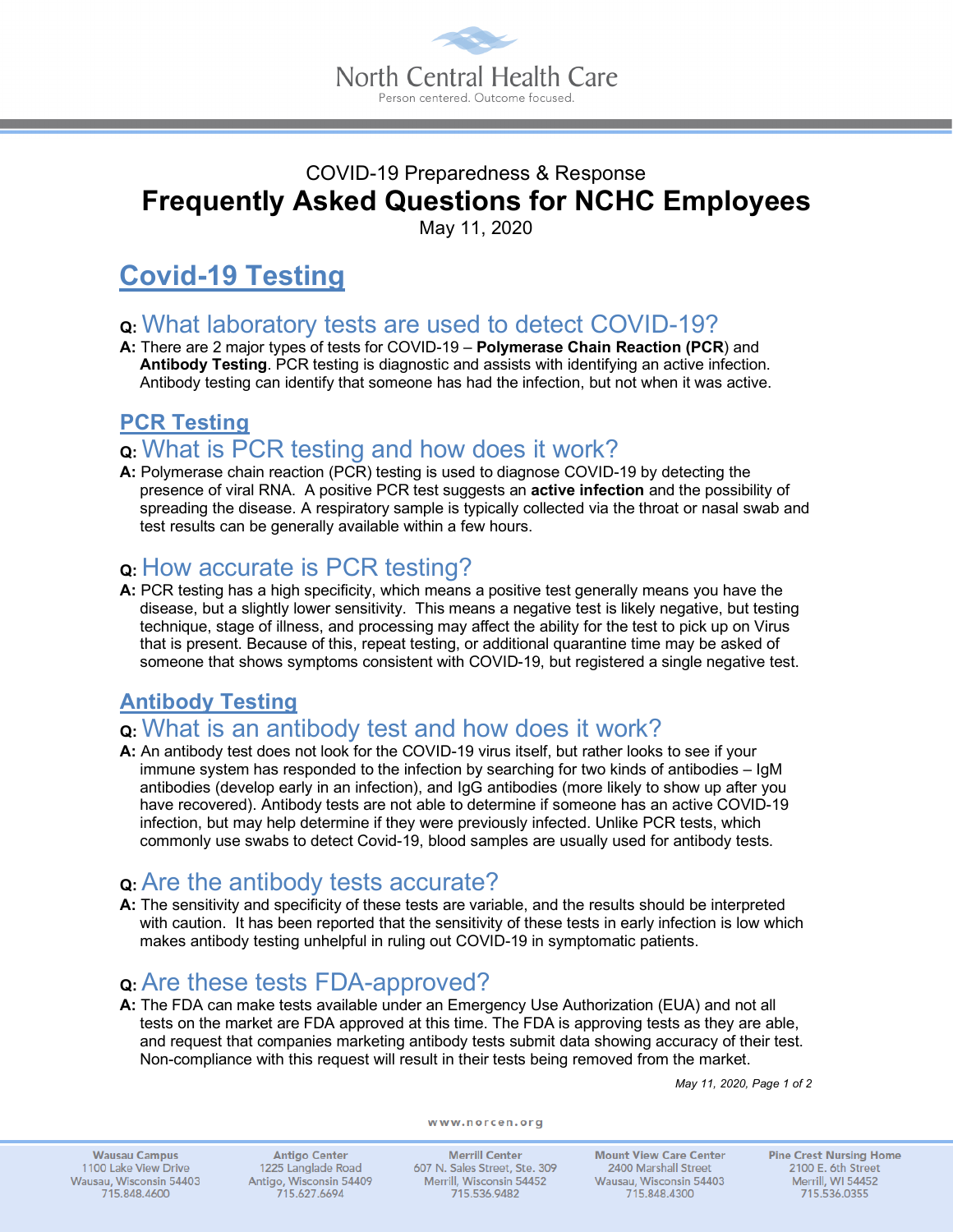North Central Health Care

Person centered. Outcome focused.

COVID-19 Preparedness & Response

# Frequently Asked Questions for NCHC Employees

May 11, 2020

## Covid-19 Testing

### Q: What laboratory tests are used to detect COVID-19?

**A:** There are 2 major types of tests for COVID-19 – **Polymerase Chain Reaction (PCR**) and **Antibody Testing**. PCR testing is diagnostic and assists with identifying an active infection. Antibody testing can identify that someone has had the infection, but not when it was active.

## PCR Testing

### Q: What is PCR testing and how does it work?

**A:** Polymerase chain reaction (PCR) testing is used to diagnose COVID-19 by detecting the presence of viral RNA. A positive PCR test suggests an **active infection** and the possibility of spreading the disease. A respiratory sample is typically collected via the throat or nasal swab and test results can be generally available within a few hours.

### Q: How accurate is PCR testing?

**A:** PCR testing has a high specificity, which means a positive test generally means you have the disease, but a slightly lower sensitivity. This means a negative test is likely negative, but testing technique, stage of illness, and processing may affect the ability for the test to pick up on Virus that is present. Because of this, repeat testing, or additional quarantine time may be asked of someone that shows symptoms consistent with COVID-19, but registered a single negative test.

## Antibody Testing

### Q: What is an antibody test and how does it work?

**A:** An antibody test does not look for the COVID-19 virus itself, but rather looks to see if your immune system has responded to the infection by searching for two kinds of antibodies – IgM antibodies (develop early in an infection), and IgG antibodies (more likely to show up after you have recovered). Antibody tests are not able to determine if someone has an active COVID-19 infection, but may help determine if they were previously infected. Unlike PCR tests, which commonly use swabs to detect Covid-19, blood samples are usually used for antibody tests.

### Q: Are the antibody tests accurate?

**A:** The sensitivity and specificity of these tests are variable, and the results should be interpreted with caution. It has been reported that the sensitivity of these tests in early infection is low which makes antibody testing unhelpful in ruling out COVID-19 in symptomatic patients.

### Q: Are these tests FDA-approved?

**A:** The FDA can make tests available under an Emergency Use Authorization (EUA) and not all tests on the market are FDA approved at this time. The FDA is approving tests as they are able, and request that companies marketing antibody tests submit data showing accuracy of their test. Non-compliance with this request will result in their tests being removed from the market.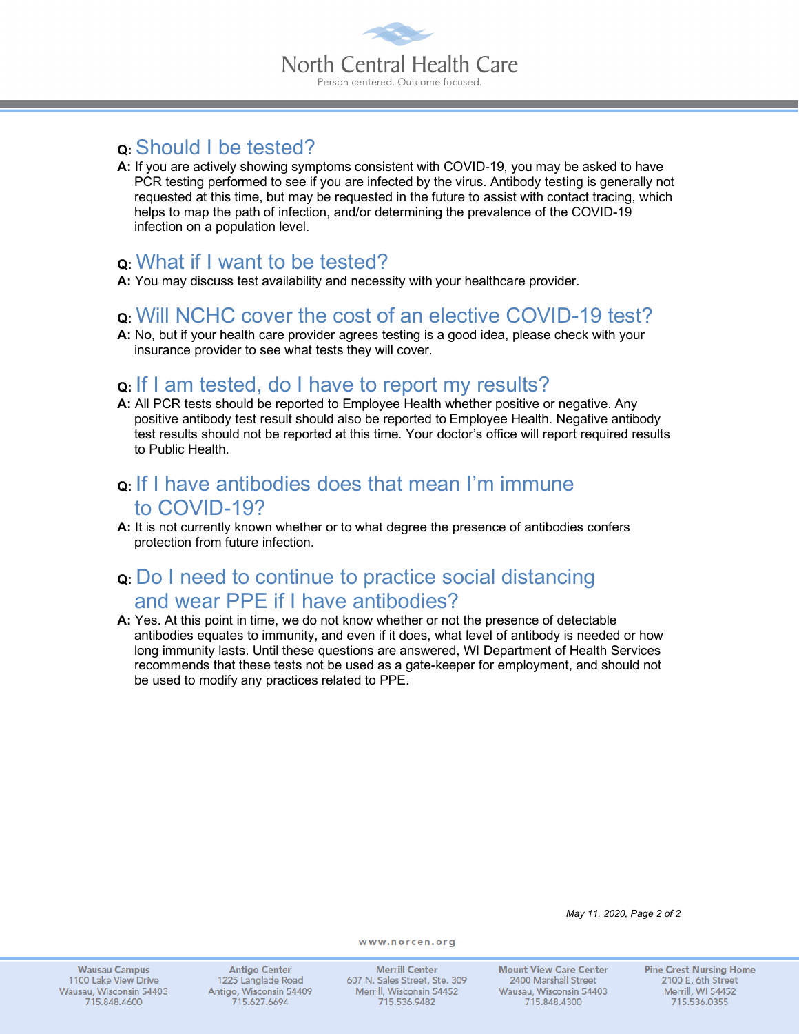## Q: Should I be tested?

**A:** If you are actively showing symptoms consistent with COVID-19, you may be asked to have PCR testing performed to see if you are infected by the virus. Antibody testing is generally not requested at this time, but may be requested in the future to assist with contact tracing, which helps to map the path of infection, and/or determining the prevalence of the COVID-19 infection on a population level.

## Q: What if I want to be tested?

**A:** You may discuss test availability and necessity with your healthcare provider.

## Q: Will NCHC cover the cost of an elective COVID-19 test?

**A:** No, but if your health care provider agrees testing is a good idea, please check with your insurance provider to see what tests they will cover.

## Q: If I am tested, do I have to report my results?

**A:** All PCR tests should be reported to Employee Health whether positive or negative. Any positive antibody test result should also be reported to Employee Health. Negative antibody test results should not be reported at this time. Your doctor's office will report required results to Public Health.

## Q: If I have antibodies does that mean I'm immune to COVID-19?

**A:** It is not currently known whether or to what degree the presence of antibodies confers protection from future infection.

## Q: Do I need to continue to practice social distancing and wear PPE if I have antibodies?

**A:** Yes. At this point in time, we do not know whether or not the presence of detectable antibodies equates to immunity, and even if it does, what level of antibody is needed or how long immunity lasts. Until these questions are answered, WI Department of Health Services recommends that these tests not be used as a gate-keeper for employment, and should not be used to modify any practices related to PPE.

*May 11, 2020*